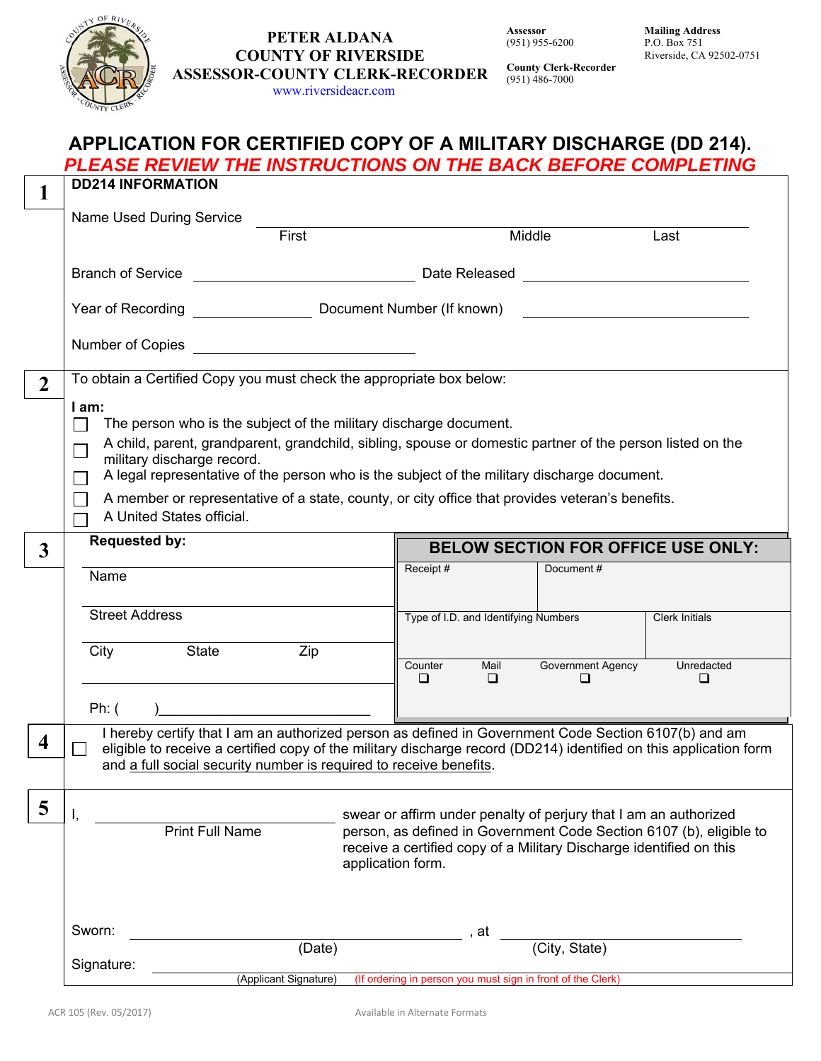**PETER ALDANA**
**COUNTY OF RIVERSIDE**
**ASSESSOR-COUNTY CLERK-RECORDER**
www.riversideacr.com

**Assessor**
(951) 955-6200

**County Clerk-Recorder**
(951) 486-7000

**Mailing Address**
P.O. Box 751
Riverside, CA 92502-0751

# APPLICATION FOR CERTIFIED COPY OF A MILITARY DISCHARGE (DD 214).

***PLEASE REVIEW THE INSTRUCTIONS ON THE BACK BEFORE COMPLETING***

## 1 DD214 INFORMATION

Name Used During Service ______________________________
First Middle Last

Branch of Service ____________________ Date Released ____________________

Year of Recording ____________ Document Number (If known) ____________________

Number of Copies ____________________

## 2

To obtain a Certified Copy you must check the appropriate box below:

**I am:**

- ☐ The person who is the subject of the military discharge document.
- ☐ A child, parent, grandparent, grandchild, sibling, spouse or domestic partner of the person listed on the military discharge record.
- ☐ A legal representative of the person who is the subject of the military discharge document.
- ☐ A member or representative of a state, county, or city office that provides veteran's benefits.
- ☐ A United States official.

## 3

**Requested by:**

Name ____________________

Street Address ____________________

City State Zip ____________________

Ph: (  )____________________

**BELOW SECTION FOR OFFICE USE ONLY:**

| Receipt # | Document # | | |
|---|---|---|---|
| Type of I.D. and Identifying Numbers | | Clerk Initials | |
| Counter ❑ | Mail ❑ | Government Agency ❑ | Unredacted ❑ |

## 4

☐ I hereby certify that I am an authorized person as defined in Government Code Section 6107(b) and am eligible to receive a certified copy of the military discharge record (DD214) identified on this application form and a full social security number is required to receive benefits.

## 5

I, ______________________________ swear or affirm under penalty of perjury that I am an authorized person, as defined in Government Code Section 6107 (b), eligible to receive a certified copy of a Military Discharge identified on this application form.
Print Full Name

Sworn: ______________________________ , at ______________________________
(Date) (City, State)

Signature: ______________________________
(Applicant Signature) (If ordering in person you must sign in front of the Clerk)

ACR 105 (Rev. 05/2017) Available in Alternate Formats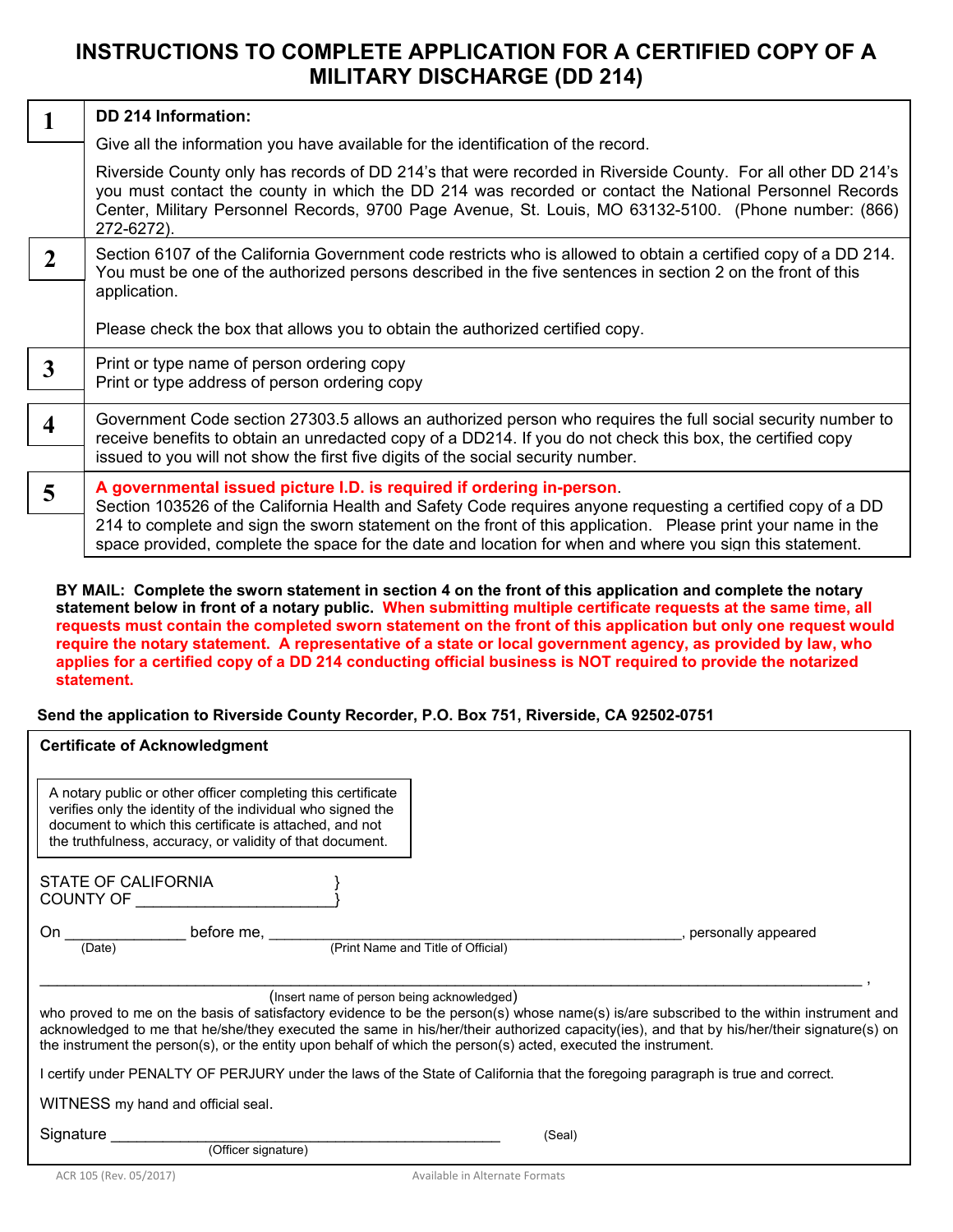# INSTRUCTIONS TO COMPLETE APPLICATION FOR A CERTIFIED COPY OF A MILITARY DISCHARGE (DD 214)

| | |
|---|---|
| **1** | **DD 214 Information:**<br><br>Give all the information you have available for the identification of the record.<br><br>Riverside County only has records of DD 214's that were recorded in Riverside County. For all other DD 214's you must contact the county in which the DD 214 was recorded or contact the National Personnel Records Center, Military Personnel Records, 9700 Page Avenue, St. Louis, MO 63132-5100. (Phone number: (866) 272-6272). |
| **2** | Section 6107 of the California Government code restricts who is allowed to obtain a certified copy of a DD 214. You must be one of the authorized persons described in the five sentences in section 2 on the front of this application.<br><br>Please check the box that allows you to obtain the authorized certified copy. |
| **3** | Print or type name of person ordering copy<br>Print or type address of person ordering copy |
| **4** | Government Code section 27303.5 allows an authorized person who requires the full social security number to receive benefits to obtain an unredacted copy of a DD214. If you do not check this box, the certified copy issued to you will not show the first five digits of the social security number. |
| **5** | **A governmental issued picture I.D. is required if ordering in-person**.<br>Section 103526 of the California Health and Safety Code requires anyone requesting a certified copy of a DD 214 to complete and sign the sworn statement on the front of this application. Please print your name in the space provided, complete the space for the date and location for when and where you sign this statement. |

**BY MAIL: Complete the sworn statement in section 4 on the front of this application and complete the notary statement below in front of a notary public. When submitting multiple certificate requests at the same time, all requests must contain the completed sworn statement on the front of this application but only one request would require the notary statement. A representative of a state or local government agency, as provided by law, who applies for a certified copy of a DD 214 conducting official business is NOT required to provide the notarized statement.**

**Send the application to Riverside County Recorder, P.O. Box 751, Riverside, CA 92502-0751**

**Certificate of Acknowledgment**

A notary public or other officer completing this certificate verifies only the identity of the individual who signed the document to which this certificate is attached, and not the truthfulness, accuracy, or validity of that document.

STATE OF CALIFORNIA }
COUNTY OF ______________________}

On ______________ before me, __________________________________________________, personally appeared
(Date) (Print Name and Title of Official)

______________________________________________________________________________________________,
(Insert name of person being acknowledged)

who proved to me on the basis of satisfactory evidence to be the person(s) whose name(s) is/are subscribed to the within instrument and acknowledged to me that he/she/they executed the same in his/her/their authorized capacity(ies), and that by his/her/their signature(s) on the instrument the person(s), or the entity upon behalf of which the person(s) acted, executed the instrument.

I certify under PENALTY OF PERJURY under the laws of the State of California that the foregoing paragraph is true and correct.

WITNESS my hand and official seal.

Signature _______________________________________________ (Seal)
(Officer signature)

ACR 105 (Rev. 05/2017) Available in Alternate Formats